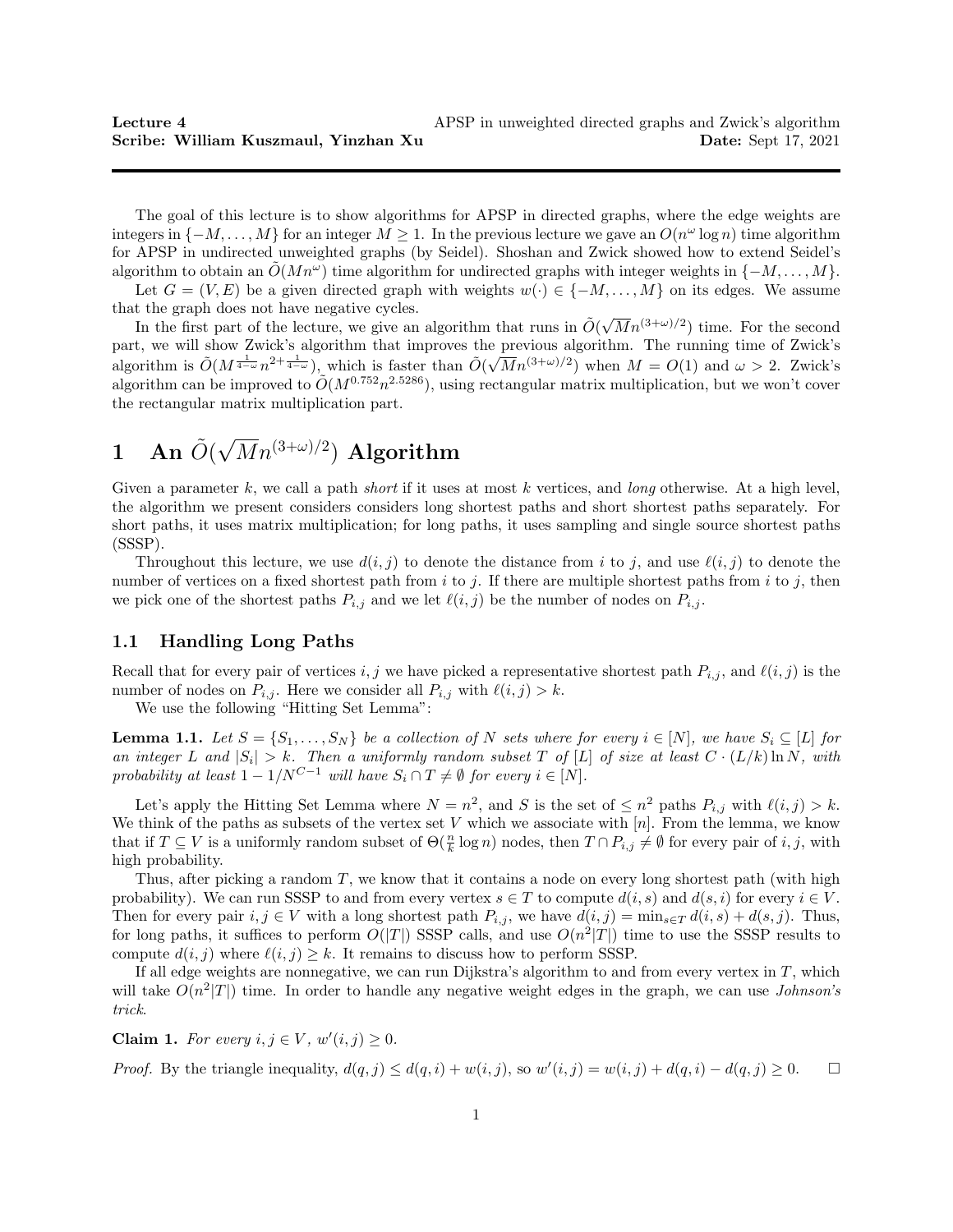**Lecture 4** APSP in unweighted directed graphs and Zwick's algorithm
**Scribe: William Kuszmaul, Yinzhan Xu** **Date:** Sept 17, 2021

---

The goal of this lecture is to show algorithms for APSP in directed graphs, where the edge weights are integers in $\{-M, \ldots, M\}$ for an integer $M \geq 1$. In the previous lecture we gave an $O(n^\omega \log n)$ time algorithm for APSP in undirected unweighted graphs (by Seidel). Shoshan and Zwick showed how to extend Seidel's algorithm to obtain an $\tilde{O}(Mn^\omega)$ time algorithm for undirected graphs with integer weights in $\{-M, \ldots, M\}$.

Let $G = (V, E)$ be a given directed graph with weights $w(\cdot) \in \{-M, \ldots, M\}$ on its edges. We assume that the graph does not have negative cycles.

In the first part of the lecture, we give an algorithm that runs in $\tilde{O}(\sqrt{M} n^{(3+\omega)/2})$ time. For the second part, we will show Zwick's algorithm that improves the previous algorithm. The running time of Zwick's algorithm is $\tilde{O}(M^{\frac{1}{4-\omega}} n^{2+\frac{1}{4-\omega}})$, which is faster than $\tilde{O}(\sqrt{M} n^{(3+\omega)/2})$ when $M = O(1)$ and $\omega > 2$. Zwick's algorithm can be improved to $\tilde{O}(M^{0.752} n^{2.5286})$, using rectangular matrix multiplication, but we won't cover the rectangular matrix multiplication part.

# 1 An $\tilde{O}(\sqrt{M} n^{(3+\omega)/2})$ Algorithm

Given a parameter $k$, we call a path *short* if it uses at most $k$ vertices, and *long* otherwise. At a high level, the algorithm we present considers considers long shortest paths and short shortest paths separately. For short paths, it uses matrix multiplication; for long paths, it uses sampling and single source shortest paths (SSSP).

Throughout this lecture, we use $d(i, j)$ to denote the distance from $i$ to $j$, and use $\ell(i, j)$ to denote the number of vertices on a fixed shortest path from $i$ to $j$. If there are multiple shortest paths from $i$ to $j$, then we pick one of the shortest paths $P_{i,j}$ and we let $\ell(i, j)$ be the number of nodes on $P_{i,j}$.

## 1.1 Handling Long Paths

Recall that for every pair of vertices $i, j$ we have picked a representative shortest path $P_{i,j}$, and $\ell(i, j)$ is the number of nodes on $P_{i,j}$. Here we consider all $P_{i,j}$ with $\ell(i, j) > k$.

We use the following "Hitting Set Lemma":

**Lemma 1.1.** *Let $S = \{S_1, \ldots, S_N\}$ be a collection of $N$ sets where for every $i \in [N]$, we have $S_i \subseteq [L]$ for an integer $L$ and $|S_i| > k$. Then a uniformly random subset $T$ of $[L]$ of size at least $C \cdot (L/k) \ln N$, with probability at least $1 - 1/N^{C-1}$ will have $S_i \cap T \neq \emptyset$ for every $i \in [N]$.*

Let's apply the Hitting Set Lemma where $N = n^2$, and $S$ is the set of $\leq n^2$ paths $P_{i,j}$ with $\ell(i, j) > k$. We think of the paths as subsets of the vertex set $V$ which we associate with $[n]$. From the lemma, we know that if $T \subseteq V$ is a uniformly random subset of $\Theta(\frac{n}{k} \log n)$ nodes, then $T \cap P_{i,j} \neq \emptyset$ for every pair of $i, j$, with high probability.

Thus, after picking a random $T$, we know that it contains a node on every long shortest path (with high probability). We can run SSSP to and from every vertex $s \in T$ to compute $d(i, s)$ and $d(s, i)$ for every $i \in V$. Then for every pair $i, j \in V$ with a long shortest path $P_{i,j}$, we have $d(i, j) = \min_{s \in T} d(i, s) + d(s, j)$. Thus, for long paths, it suffices to perform $O(|T|)$ SSSP calls, and use $O(n^2|T|)$ time to use the SSSP results to compute $d(i, j)$ where $\ell(i, j) \geq k$. It remains to discuss how to perform SSSP.

If all edge weights are nonnegative, we can run Dijkstra's algorithm to and from every vertex in $T$, which will take $O(n^2|T|)$ time. In order to handle any negative weight edges in the graph, we can use *Johnson's trick*.

**Claim 1.** *For every $i, j \in V$, $w'(i, j) \geq 0$.*

*Proof.* By the triangle inequality, $d(q, j) \leq d(q, i) + w(i, j)$, so $w'(i, j) = w(i, j) + d(q, i) - d(q, j) \geq 0$. $\square$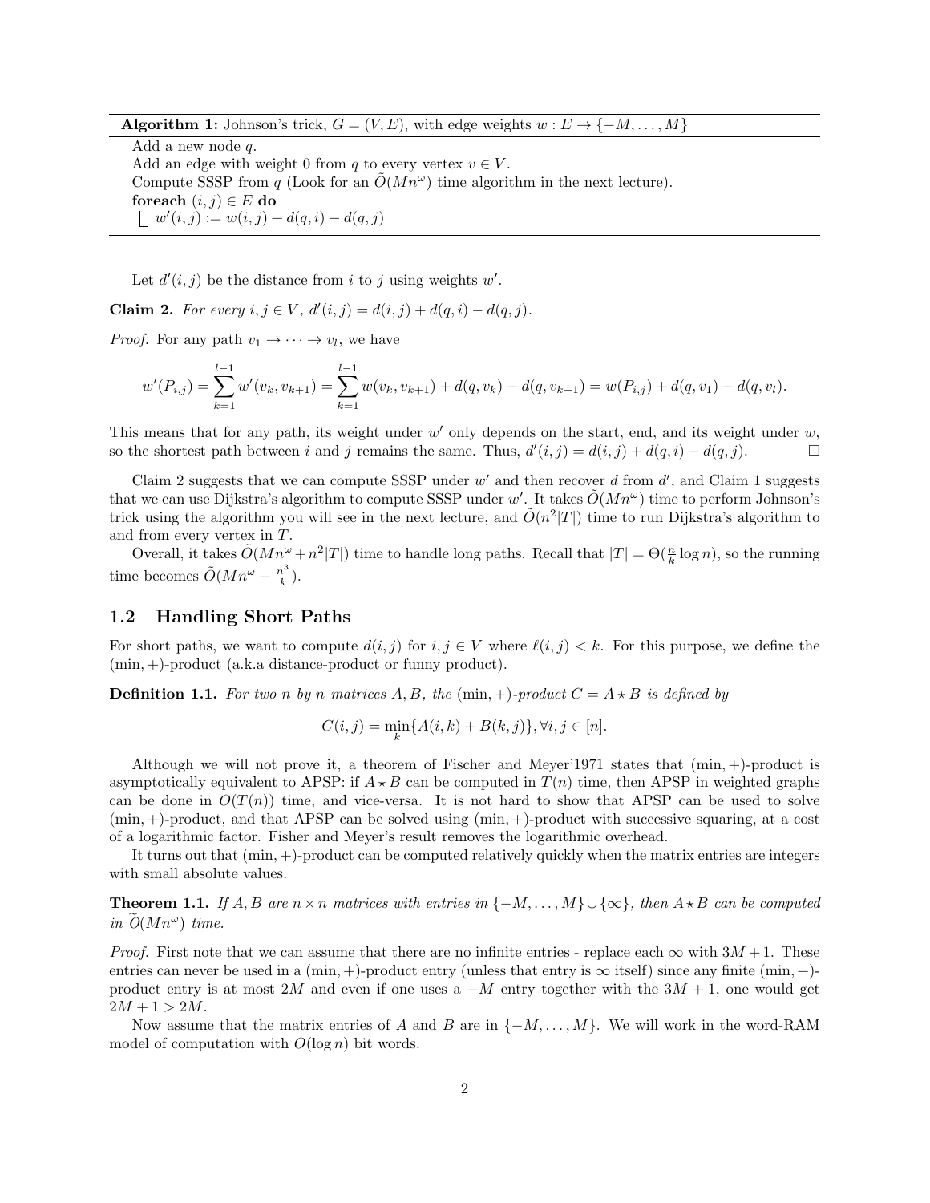**Algorithm 1:** Johnson's trick, $G = (V, E)$, with edge weights $w : E \to \{-M, \dots, M\}$

```
Add a new node q.
Add an edge with weight 0 from q to every vertex v ∈ V.
Compute SSSP from q (Look for an Õ(Mn^ω) time algorithm in the next lecture).
foreach (i, j) ∈ E do
    w'(i, j) := w(i, j) + d(q, i) − d(q, j)
```

Let $d'(i, j)$ be the distance from $i$ to $j$ using weights $w'$.

**Claim 2.** *For every $i, j \in V$, $d'(i, j) = d(i, j) + d(q, i) - d(q, j)$.*

*Proof.* For any path $v_1 \to \cdots \to v_l$, we have

$$w'(P_{i,j}) = \sum_{k=1}^{l-1} w'(v_k, v_{k+1}) = \sum_{k=1}^{l-1} w(v_k, v_{k+1}) + d(q, v_k) - d(q, v_{k+1}) = w(P_{i,j}) + d(q, v_1) - d(q, v_l).$$

This means that for any path, its weight under $w'$ only depends on the start, end, and its weight under $w$, so the shortest path between $i$ and $j$ remains the same. Thus, $d'(i, j) = d(i, j) + d(q, i) - d(q, j)$. $\square$

Claim 2 suggests that we can compute SSSP under $w'$ and then recover $d$ from $d'$, and Claim 1 suggests that we can use Dijkstra's algorithm to compute SSSP under $w'$. It takes $\tilde{O}(Mn^\omega)$ time to perform Johnson's trick using the algorithm you will see in the next lecture, and $\tilde{O}(n^2|T|)$ time to run Dijkstra's algorithm to and from every vertex in $T$.

Overall, it takes $\tilde{O}(Mn^\omega + n^2|T|)$ time to handle long paths. Recall that $|T| = \Theta(\frac{n}{k} \log n)$, so the running time becomes $\tilde{O}(Mn^\omega + \frac{n^3}{k})$.

## 1.2 Handling Short Paths

For short paths, we want to compute $d(i, j)$ for $i, j \in V$ where $\ell(i, j) < k$. For this purpose, we define the $(\min, +)$-product (a.k.a distance-product or funny product).

**Definition 1.1.** *For two $n$ by $n$ matrices $A, B$, the $(\min, +)$-product $C = A \star B$ is defined by*

$$C(i, j) = \min_k \{A(i, k) + B(k, j)\}, \forall i, j \in [n].$$

Although we will not prove it, a theorem of Fischer and Meyer'1971 states that $(\min, +)$-product is asymptotically equivalent to APSP: if $A \star B$ can be computed in $T(n)$ time, then APSP in weighted graphs can be done in $O(T(n))$ time, and vice-versa. It is not hard to show that APSP can be used to solve $(\min, +)$-product, and that APSP can be solved using $(\min, +)$-product with successive squaring, at a cost of a logarithmic factor. Fisher and Meyer's result removes the logarithmic overhead.

It turns out that $(\min, +)$-product can be computed relatively quickly when the matrix entries are integers with small absolute values.

**Theorem 1.1.** *If $A, B$ are $n \times n$ matrices with entries in $\{-M, \dots, M\} \cup \{\infty\}$, then $A \star B$ can be computed in $\tilde{O}(Mn^\omega)$ time.*

*Proof.* First note that we can assume that there are no infinite entries - replace each $\infty$ with $3M + 1$. These entries can never be used in a $(\min, +)$-product entry (unless that entry is $\infty$ itself) since any finite $(\min, +)$-product entry is at most $2M$ and even if one uses a $-M$ entry together with the $3M + 1$, one would get $2M + 1 > 2M$.

Now assume that the matrix entries of $A$ and $B$ are in $\{-M, \dots, M\}$. We will work in the word-RAM model of computation with $O(\log n)$ bit words.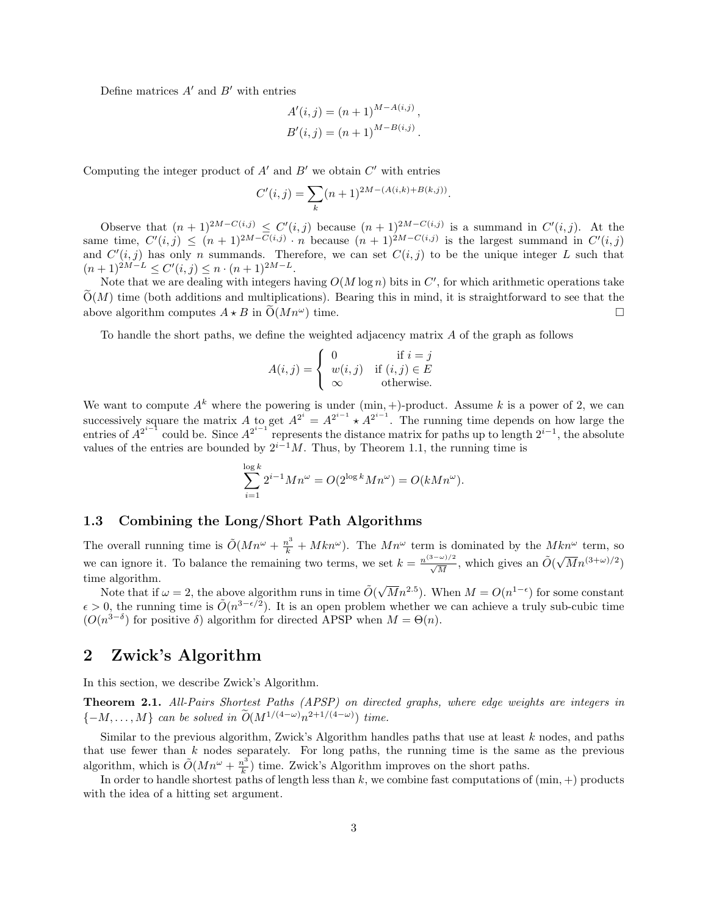Define matrices $A'$ and $B'$ with entries

$$A'(i,j) = (n+1)^{M-A(i,j)},$$
$$B'(i,j) = (n+1)^{M-B(i,j)}.$$

Computing the integer product of $A'$ and $B'$ we obtain $C'$ with entries

$$C'(i,j) = \sum_k (n+1)^{2M-(A(i,k)+B(k,j))}.$$

Observe that $(n+1)^{2M-C(i,j)} \leq C'(i,j)$ because $(n+1)^{2M-C(i,j)}$ is a summand in $C'(i,j)$. At the same time, $C'(i,j) \leq (n+1)^{2M-C(i,j)} \cdot n$ because $(n+1)^{2M-C(i,j)}$ is the largest summand in $C'(i,j)$ and $C'(i,j)$ has only $n$ summands. Therefore, we can set $C(i,j)$ to be the unique integer $L$ such that $(n+1)^{2M-L} \leq C'(i,j) \leq n \cdot (n+1)^{2M-L}$.

Note that we are dealing with integers having $O(M \log n)$ bits in $C'$, for which arithmetic operations take $\widetilde{O}(M)$ time (both additions and multiplications). Bearing this in mind, it is straightforward to see that the above algorithm computes $A \star B$ in $\widetilde{O}(Mn^\omega)$ time. □

To handle the short paths, we define the weighted adjacency matrix $A$ of the graph as follows

$$A(i,j) = \begin{cases} 0 & \text{if } i = j \\ w(i,j) & \text{if } (i,j) \in E \\ \infty & \text{otherwise.} \end{cases}$$

We want to compute $A^k$ where the powering is under $(\min, +)$-product. Assume $k$ is a power of 2, we can successively square the matrix $A$ to get $A^{2^i} = A^{2^{i-1}} \star A^{2^{i-1}}$. The running time depends on how large the entries of $A^{2^{i-1}}$ could be. Since $A^{2^{i-1}}$ represents the distance matrix for paths up to length $2^{i-1}$, the absolute values of the entries are bounded by $2^{i-1}M$. Thus, by Theorem 1.1, the running time is

$$\sum_{i=1}^{\log k} 2^{i-1} M n^\omega = O(2^{\log k} M n^\omega) = O(kMn^\omega).$$

### 1.3 Combining the Long/Short Path Algorithms

The overall running time is $\tilde{O}(Mn^\omega + \frac{n^3}{k} + Mkn^\omega)$. The $Mn^\omega$ term is dominated by the $Mkn^\omega$ term, so we can ignore it. To balance the remaining two terms, we set $k = \frac{n^{(3-\omega)/2}}{\sqrt{M}}$, which gives an $\tilde{O}(\sqrt{M} n^{(3+\omega)/2})$ time algorithm.

Note that if $\omega = 2$, the above algorithm runs in time $\tilde{O}(\sqrt{M} n^{2.5})$. When $M = O(n^{1-\epsilon})$ for some constant $\epsilon > 0$, the running time is $\tilde{O}(n^{3-\epsilon/2})$. It is an open problem whether we can achieve a truly sub-cubic time ($O(n^{3-\delta})$ for positive $\delta$) algorithm for directed APSP when $M = \Theta(n)$.

## 2 Zwick's Algorithm

In this section, we describe Zwick's Algorithm.

**Theorem 2.1.** *All-Pairs Shortest Paths (APSP) on directed graphs, where edge weights are integers in* $\{-M, \ldots, M\}$ *can be solved in* $\widetilde{O}(M^{1/(4-\omega)} n^{2+1/(4-\omega)})$ *time.*

Similar to the previous algorithm, Zwick's Algorithm handles paths that use at least $k$ nodes, and paths that use fewer than $k$ nodes separately. For long paths, the running time is the same as the previous algorithm, which is $\tilde{O}(Mn^\omega + \frac{n^3}{k})$ time. Zwick's Algorithm improves on the short paths.

In order to handle shortest paths of length less than $k$, we combine fast computations of $(\min, +)$ products with the idea of a hitting set argument.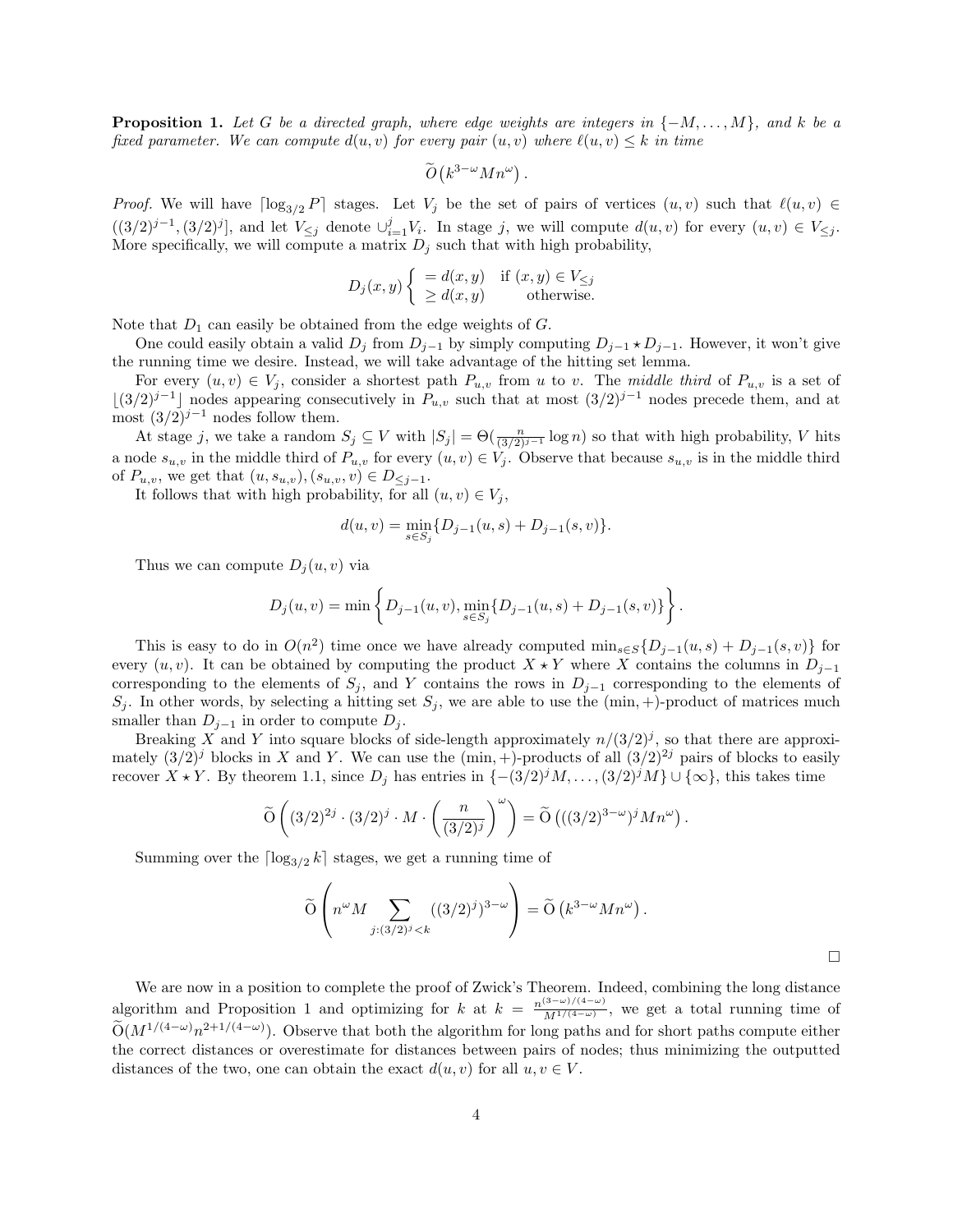**Proposition 1.** *Let $G$ be a directed graph, where edge weights are integers in $\{-M, \dots, M\}$, and $k$ be a fixed parameter. We can compute $d(u,v)$ for every pair $(u,v)$ where $\ell(u,v) \leq k$ in time*

$$\widetilde{O}\left(k^{3-\omega} M n^{\omega}\right).$$

*Proof.* We will have $\lceil \log_{3/2} P \rceil$ stages. Let $V_j$ be the set of pairs of vertices $(u,v)$ such that $\ell(u,v) \in ((3/2)^{j-1}, (3/2)^j]$, and let $V_{\leq j}$ denote $\cup_{i=1}^{j} V_i$. In stage $j$, we will compute $d(u,v)$ for every $(u,v) \in V_{\leq j}$. More specifically, we will compute a matrix $D_j$ such that with high probability,

$$D_j(x,y) \begin{cases} = d(x,y) & \text{if } (x,y) \in V_{\leq j} \\ \geq d(x,y) & \text{otherwise.} \end{cases}$$

Note that $D_1$ can easily be obtained from the edge weights of $G$.

One could easily obtain a valid $D_j$ from $D_{j-1}$ by simply computing $D_{j-1} \star D_{j-1}$. However, it won't give the running time we desire. Instead, we will take advantage of the hitting set lemma.

For every $(u,v) \in V_j$, consider a shortest path $P_{u,v}$ from $u$ to $v$. The *middle third* of $P_{u,v}$ is a set of $\lfloor (3/2)^{j-1} \rfloor$ nodes appearing consecutively in $P_{u,v}$ such that at most $(3/2)^{j-1}$ nodes precede them, and at most $(3/2)^{j-1}$ nodes follow them.

At stage $j$, we take a random $S_j \subseteq V$ with $|S_j| = \Theta(\frac{n}{(3/2)^{j-1}} \log n)$ so that with high probability, $V$ hits a node $s_{u,v}$ in the middle third of $P_{u,v}$ for every $(u,v) \in V_j$. Observe that because $s_{u,v}$ is in the middle third of $P_{u,v}$, we get that $(u, s_{u,v}), (s_{u,v}, v) \in D_{\leq j-1}$.

It follows that with high probability, for all $(u,v) \in V_j$,

$$d(u,v) = \min_{s \in S_j} \{D_{j-1}(u,s) + D_{j-1}(s,v)\}.$$

Thus we can compute $D_j(u,v)$ via

$$D_j(u,v) = \min \left\{ D_{j-1}(u,v), \min_{s \in S_j} \{D_{j-1}(u,s) + D_{j-1}(s,v)\} \right\}.$$

This is easy to do in $O(n^2)$ time once we have already computed $\min_{s \in S} \{D_{j-1}(u,s) + D_{j-1}(s,v)\}$ for every $(u,v)$. It can be obtained by computing the product $X \star Y$ where $X$ contains the columns in $D_{j-1}$ corresponding to the elements of $S_j$, and $Y$ contains the rows in $D_{j-1}$ corresponding to the elements of $S_j$. In other words, by selecting a hitting set $S_j$, we are able to use the (min, +)-product of matrices much smaller than $D_{j-1}$ in order to compute $D_j$.

Breaking $X$ and $Y$ into square blocks of side-length approximately $n/(3/2)^j$, so that there are approximately $(3/2)^j$ blocks in $X$ and $Y$. We can use the (min, +)-products of all $(3/2)^{2j}$ pairs of blocks to easily recover $X \star Y$. By theorem 1.1, since $D_j$ has entries in $\{-(3/2)^j M, \dots, (3/2)^j M\} \cup \{\infty\}$, this takes time

$$\widetilde{\mathrm{O}}\left( (3/2)^{2j} \cdot (3/2)^j \cdot M \cdot \left( \frac{n}{(3/2)^j} \right)^{\omega} \right) = \widetilde{\mathrm{O}}\left( ((3/2)^{3-\omega})^j M n^{\omega} \right).$$

Summing over the $\lceil \log_{3/2} k \rceil$ stages, we get a running time of

$$\widetilde{\mathrm{O}}\left( n^{\omega} M \sum_{j : (3/2)^j < k} ((3/2)^j)^{3-\omega} \right) = \widetilde{\mathrm{O}}\left( k^{3-\omega} M n^{\omega} \right).$$

□

We are now in a position to complete the proof of Zwick's Theorem. Indeed, combining the long distance algorithm and Proposition 1 and optimizing for $k$ at $k = \frac{n^{(3-\omega)/(4-\omega)}}{M^{1/(4-\omega)}}$, we get a total running time of $\widetilde{\mathrm{O}}(M^{1/(4-\omega)} n^{2+1/(4-\omega)})$. Observe that both the algorithm for long paths and for short paths compute either the correct distances or overestimate for distances between pairs of nodes; thus minimizing the outputted distances of the two, one can obtain the exact $d(u,v)$ for all $u, v \in V$.